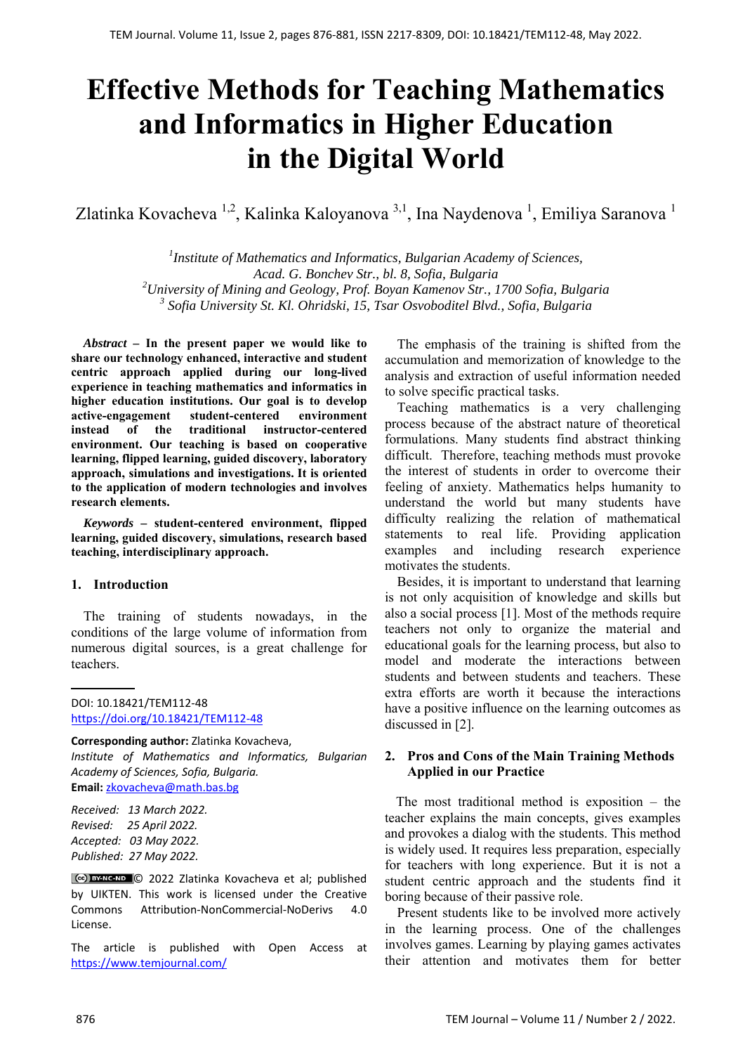# Effective Methods for Teaching Mathematics and Informatics in Higher Education in the Digital World

Zlatinka Kovacheva [1,2], Kalinka Kaloyanova [3,1], Ina Naydenova [1], Emiliya Saranova [1]

[1]*Institute of Mathematics and Informatics, Bulgarian Academy of Sciences, Acad. G. Bonchev Str., bl. 8, Sofia, Bulgaria*
[2]*University of Mining and Geology, Prof. Boyan Kamenov Str., 1700 Sofia, Bulgaria*
[3] *Sofia University St. Kl. Ohridski, 15, Tsar Osvoboditel Blvd., Sofia, Bulgaria*

***Abstract* – In the present paper we would like to share our technology enhanced, interactive and student centric approach applied during our long-lived experience in teaching mathematics and informatics in higher education institutions. Our goal is to develop active-engagement student-centered environment instead of the traditional instructor-centered environment. Our teaching is based on cooperative learning, flipped learning, guided discovery, laboratory approach, simulations and investigations. It is oriented to the application of modern technologies and involves research elements.**

***Keywords* – student-centered environment, flipped learning, guided discovery, simulations, research based teaching, interdisciplinary approach.**

## 1. Introduction

The training of students nowadays, in the conditions of the large volume of information from numerous digital sources, is a great challenge for teachers.

DOI: 10.18421/TEM112-48
https://doi.org/10.18421/TEM112-48

**Corresponding author:** Zlatinka Kovacheva,
*Institute of Mathematics and Informatics, Bulgarian Academy of Sciences, Sofia, Bulgaria.*
**Email:** zkovacheva@math.bas.bg

*Received: 13 March 2022.*
*Revised: 25 April 2022.*
*Accepted: 03 May 2022.*
*Published: 27 May 2022.*

© 2022 Zlatinka Kovacheva et al; published by UIKTEN. This work is licensed under the Creative Commons Attribution-NonCommercial-NoDerivs 4.0 License.

The article is published with Open Access at https://www.temjournal.com/

The emphasis of the training is shifted from the accumulation and memorization of knowledge to the analysis and extraction of useful information needed to solve specific practical tasks.

Teaching mathematics is a very challenging process because of the abstract nature of theoretical formulations. Many students find abstract thinking difficult. Therefore, teaching methods must provoke the interest of students in order to overcome their feeling of anxiety. Mathematics helps humanity to understand the world but many students have difficulty realizing the relation of mathematical statements to real life. Providing application examples and including research experience motivates the students.

Besides, it is important to understand that learning is not only acquisition of knowledge and skills but also a social process [1]. Most of the methods require teachers not only to organize the material and educational goals for the learning process, but also to model and moderate the interactions between students and between students and teachers. These extra efforts are worth it because the interactions have a positive influence on the learning outcomes as discussed in [2].

## 2. Pros and Cons of the Main Training Methods Applied in our Practice

The most traditional method is exposition – the teacher explains the main concepts, gives examples and provokes a dialog with the students. This method is widely used. It requires less preparation, especially for teachers with long experience. But it is not a student centric approach and the students find it boring because of their passive role.

Present students like to be involved more actively in the learning process. One of the challenges involves games. Learning by playing games activates their attention and motivates them for better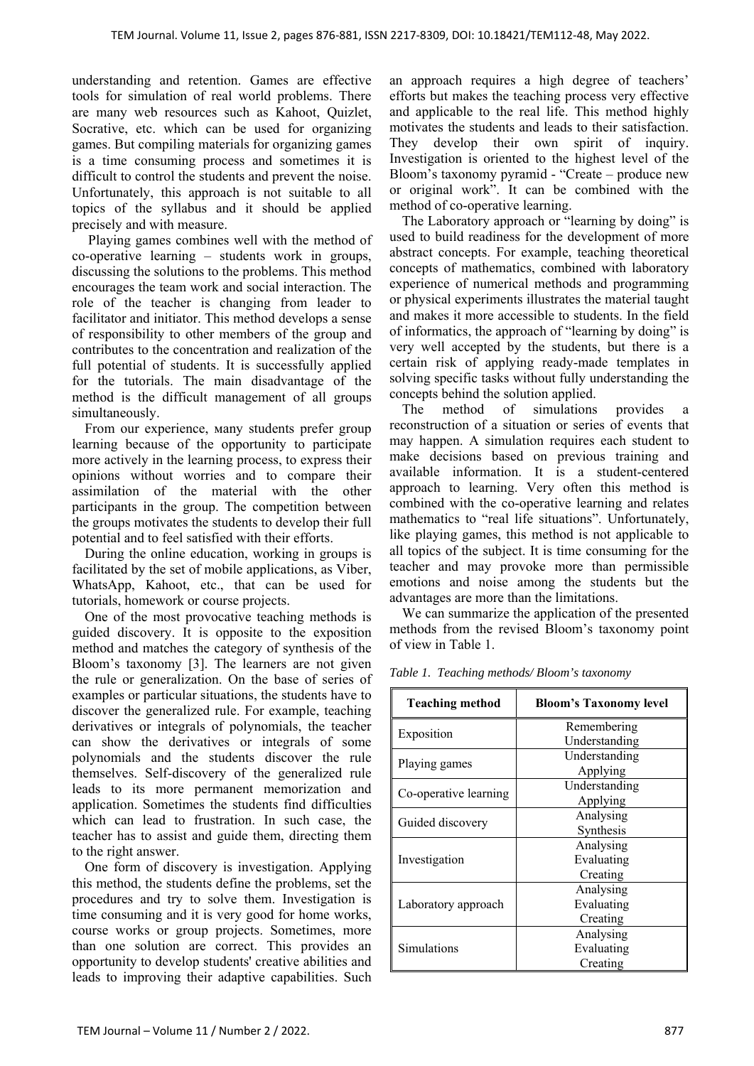understanding and retention. Games are effective tools for simulation of real world problems. There are many web resources such as Kahoot, Quizlet, Socrative, etc. which can be used for organizing games. But compiling materials for organizing games is a time consuming process and sometimes it is difficult to control the students and prevent the noise. Unfortunately, this approach is not suitable to all topics of the syllabus and it should be applied precisely and with measure.

Playing games combines well with the method of co-operative learning – students work in groups, discussing the solutions to the problems. This method encourages the team work and social interaction. The role of the teacher is changing from leader to facilitator and initiator. This method develops a sense of responsibility to other members of the group and contributes to the concentration and realization of the full potential of students. It is successfully applied for the tutorials. The main disadvantage of the method is the difficult management of all groups simultaneously.

From our experience, мany students prefer group learning because of the opportunity to participate more actively in the learning process, to express their opinions without worries and to compare their assimilation of the material with the other participants in the group. The competition between the groups motivates the students to develop their full potential and to feel satisfied with their efforts.

During the online education, working in groups is facilitated by the set of mobile applications, as Viber, WhatsApp, Kahoot, etc., that can be used for tutorials, homework or course projects.

One of the most provocative teaching methods is guided discovery. It is opposite to the exposition method and matches the category of synthesis of the Bloom's taxonomy [3]. The learners are not given the rule or generalization. On the base of series of examples or particular situations, the students have to discover the generalized rule. For example, teaching derivatives or integrals of polynomials, the teacher can show the derivatives or integrals of some polynomials and the students discover the rule themselves. Self-discovery of the generalized rule leads to its more permanent memorization and application. Sometimes the students find difficulties which can lead to frustration. In such case, the teacher has to assist and guide them, directing them to the right answer.

One form of discovery is investigation. Applying this method, the students define the problems, set the procedures and try to solve them. Investigation is time consuming and it is very good for home works, course works or group projects. Sometimes, more than one solution are correct. This provides an opportunity to develop students' creative abilities and leads to improving their adaptive capabilities. Such an approach requires a high degree of teachers' efforts but makes the teaching process very effective and applicable to the real life. This method highly motivates the students and leads to their satisfaction. They develop their own spirit of inquiry. Investigation is oriented to the highest level of the Bloom's taxonomy pyramid - "Create – produce new or original work". It can be combined with the method of co-operative learning.

The Laboratory approach or "learning by doing" is used to build readiness for the development of more abstract concepts. For example, teaching theoretical concepts of mathematics, combined with laboratory experience of numerical methods and programming or physical experiments illustrates the material taught and makes it more accessible to students. In the field of informatics, the approach of "learning by doing" is very well accepted by the students, but there is a certain risk of applying ready-made templates in solving specific tasks without fully understanding the concepts behind the solution applied.

The method of simulations provides a reconstruction of a situation or series of events that may happen. A simulation requires each student to make decisions based on previous training and available information. It is a student-centered approach to learning. Very often this method is combined with the co-operative learning and relates mathematics to "real life situations". Unfortunately, like playing games, this method is not applicable to all topics of the subject. It is time consuming for the teacher and may provoke more than permissible emotions and noise among the students but the advantages are more than the limitations.

We can summarize the application of the presented methods from the revised Bloom's taxonomy point of view in Table 1.

*Table 1. Teaching methods/ Bloom's taxonomy*

| Teaching method | Bloom's Taxonomy level |
|---|---|
| Exposition | Remembering<br>Understanding |
| Playing games | Understanding<br>Applying |
| Co-operative learning | Understanding<br>Applying |
| Guided discovery | Analysing<br>Synthesis |
| Investigation | Analysing<br>Evaluating<br>Creating |
| Laboratory approach | Analysing<br>Evaluating<br>Creating |
| Simulations | Analysing<br>Evaluating<br>Creating |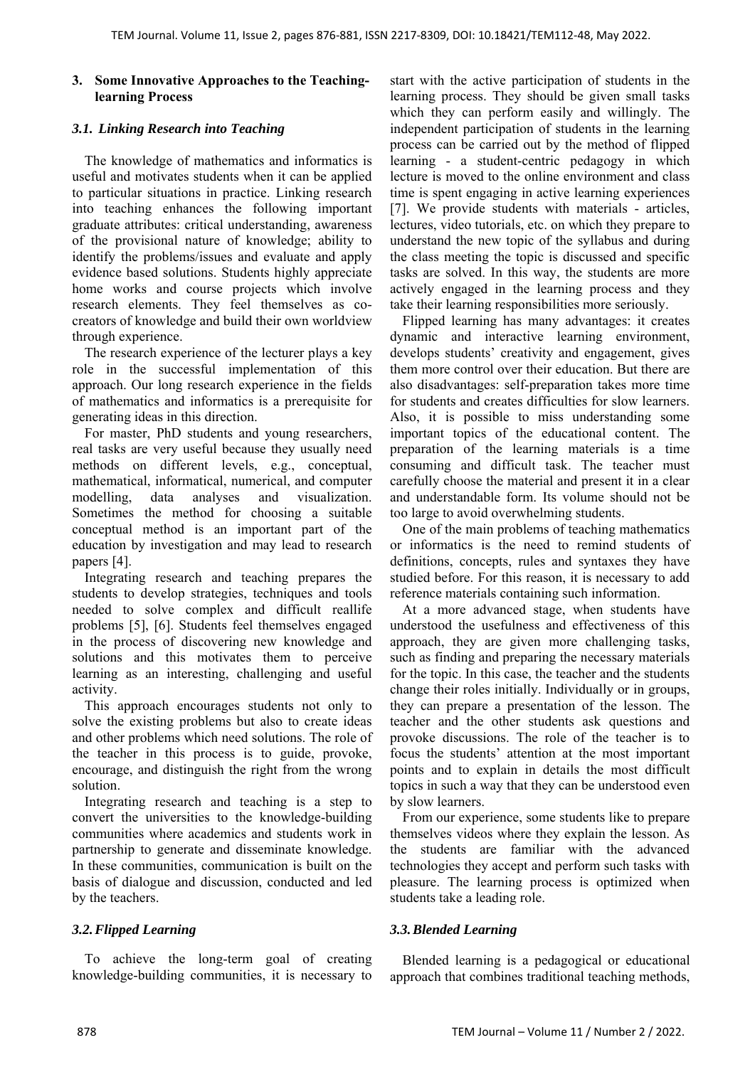## 3. Some Innovative Approaches to the Teaching-learning Process

### *3.1. Linking Research into Teaching*

The knowledge of mathematics and informatics is useful and motivates students when it can be applied to particular situations in practice. Linking research into teaching enhances the following important graduate attributes: critical understanding, awareness of the provisional nature of knowledge; ability to identify the problems/issues and evaluate and apply evidence based solutions. Students highly appreciate home works and course projects which involve research elements. They feel themselves as co-creators of knowledge and build their own worldview through experience.

The research experience of the lecturer plays a key role in the successful implementation of this approach. Our long research experience in the fields of mathematics and informatics is a prerequisite for generating ideas in this direction.

For master, PhD students and young researchers, real tasks are very useful because they usually need methods on different levels, e.g., conceptual, mathematical, informatical, numerical, and computer modelling, data analyses and visualization. Sometimes the method for choosing a suitable conceptual method is an important part of the education by investigation and may lead to research papers [4].

Integrating research and teaching prepares the students to develop strategies, techniques and tools needed to solve complex and difficult reallife problems [5], [6]. Students feel themselves engaged in the process of discovering new knowledge and solutions and this motivates them to perceive learning as an interesting, challenging and useful activity.

This approach encourages students not only to solve the existing problems but also to create ideas and other problems which need solutions. The role of the teacher in this process is to guide, provoke, encourage, and distinguish the right from the wrong solution.

Integrating research and teaching is a step to convert the universities to the knowledge-building communities where academics and students work in partnership to generate and disseminate knowledge. In these communities, communication is built on the basis of dialogue and discussion, conducted and led by the teachers.

### *3.2. Flipped Learning*

To achieve the long-term goal of creating knowledge-building communities, it is necessary to start with the active participation of students in the learning process. They should be given small tasks which they can perform easily and willingly. The independent participation of students in the learning process can be carried out by the method of flipped learning - a student-centric pedagogy in which lecture is moved to the online environment and class time is spent engaging in active learning experiences [7]. We provide students with materials - articles, lectures, video tutorials, etc. on which they prepare to understand the new topic of the syllabus and during the class meeting the topic is discussed and specific tasks are solved. In this way, the students are more actively engaged in the learning process and they take their learning responsibilities more seriously.

Flipped learning has many advantages: it creates dynamic and interactive learning environment, develops students' creativity and engagement, gives them more control over their education. But there are also disadvantages: self-preparation takes more time for students and creates difficulties for slow learners. Also, it is possible to miss understanding some important topics of the educational content. The preparation of the learning materials is a time consuming and difficult task. The teacher must carefully choose the material and present it in a clear and understandable form. Its volume should not be too large to avoid overwhelming students.

One of the main problems of teaching mathematics or informatics is the need to remind students of definitions, concepts, rules and syntaxes they have studied before. For this reason, it is necessary to add reference materials containing such information.

At a more advanced stage, when students have understood the usefulness and effectiveness of this approach, they are given more challenging tasks, such as finding and preparing the necessary materials for the topic. In this case, the teacher and the students change their roles initially. Individually or in groups, they can prepare a presentation of the lesson. The teacher and the other students ask questions and provoke discussions. The role of the teacher is to focus the students' attention at the most important points and to explain in details the most difficult topics in such a way that they can be understood even by slow learners.

From our experience, some students like to prepare themselves videos where they explain the lesson. As the students are familiar with the advanced technologies they accept and perform such tasks with pleasure. The learning process is optimized when students take a leading role.

### *3.3. Blended Learning*

Blended learning is a pedagogical or educational approach that combines traditional teaching methods,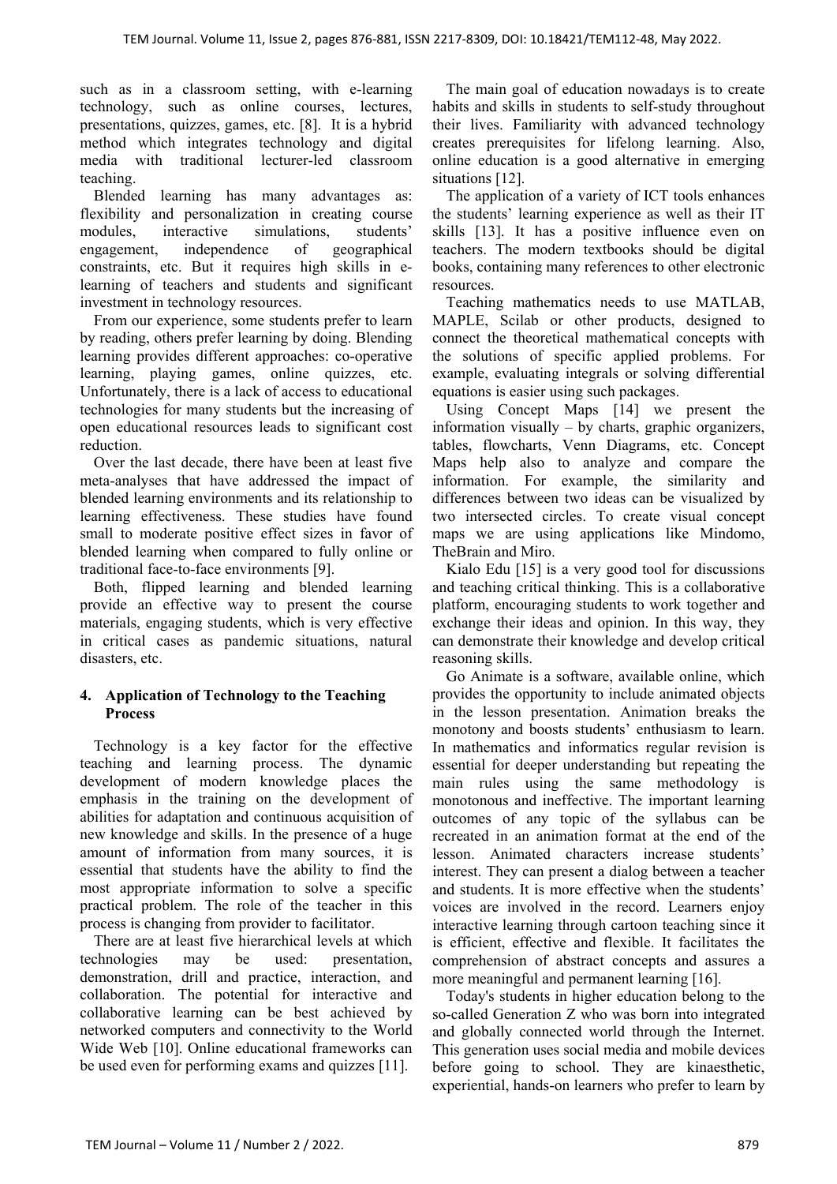such as in a classroom setting, with e-learning technology, such as online courses, lectures, presentations, quizzes, games, etc. [8]. It is a hybrid method which integrates technology and digital media with traditional lecturer-led classroom teaching.

Blended learning has many advantages as: flexibility and personalization in creating course modules, interactive simulations, students' engagement, independence of geographical constraints, etc. But it requires high skills in e-learning of teachers and students and significant investment in technology resources.

From our experience, some students prefer to learn by reading, others prefer learning by doing. Blending learning provides different approaches: co-operative learning, playing games, online quizzes, etc. Unfortunately, there is a lack of access to educational technologies for many students but the increasing of open educational resources leads to significant cost reduction.

Over the last decade, there have been at least five meta-analyses that have addressed the impact of blended learning environments and its relationship to learning effectiveness. These studies have found small to moderate positive effect sizes in favor of blended learning when compared to fully online or traditional face-to-face environments [9].

Both, flipped learning and blended learning provide an effective way to present the course materials, engaging students, which is very effective in critical cases as pandemic situations, natural disasters, etc.

## 4. Application of Technology to the Teaching Process

Technology is a key factor for the effective teaching and learning process. The dynamic development of modern knowledge places the emphasis in the training on the development of abilities for adaptation and continuous acquisition of new knowledge and skills. In the presence of a huge amount of information from many sources, it is essential that students have the ability to find the most appropriate information to solve a specific practical problem. The role of the teacher in this process is changing from provider to facilitator.

There are at least five hierarchical levels at which technologies may be used: presentation, demonstration, drill and practice, interaction, and collaboration. The potential for interactive and collaborative learning can be best achieved by networked computers and connectivity to the World Wide Web [10]. Online educational frameworks can be used even for performing exams and quizzes [11].

The main goal of education nowadays is to create habits and skills in students to self-study throughout their lives. Familiarity with advanced technology creates prerequisites for lifelong learning. Also, online education is a good alternative in emerging situations [12].

The application of a variety of ICT tools enhances the students' learning experience as well as their IT skills [13]. It has a positive influence even on teachers. The modern textbooks should be digital books, containing many references to other electronic resources.

Teaching mathematics needs to use MATLAB, MAPLE, Scilab or other products, designed to connect the theoretical mathematical concepts with the solutions of specific applied problems. For example, evaluating integrals or solving differential equations is easier using such packages.

Using Concept Maps [14] we present the information visually – by charts, graphic organizers, tables, flowcharts, Venn Diagrams, etc. Concept Maps help also to analyze and compare the information. For example, the similarity and differences between two ideas can be visualized by two intersected circles. To create visual concept maps we are using applications like Mindomo, TheBrain and Miro.

Kialo Edu [15] is a very good tool for discussions and teaching critical thinking. This is a collaborative platform, encouraging students to work together and exchange their ideas and opinion. In this way, they can demonstrate their knowledge and develop critical reasoning skills.

Go Animate is a software, available online, which provides the opportunity to include animated objects in the lesson presentation. Animation breaks the monotony and boosts students' enthusiasm to learn. In mathematics and informatics regular revision is essential for deeper understanding but repeating the main rules using the same methodology is monotonous and ineffective. The important learning outcomes of any topic of the syllabus can be recreated in an animation format at the end of the lesson. Animated characters increase students' interest. They can present a dialog between a teacher and students. It is more effective when the students' voices are involved in the record. Learners enjoy interactive learning through cartoon teaching since it is efficient, effective and flexible. It facilitates the comprehension of abstract concepts and assures a more meaningful and permanent learning [16].

Today's students in higher education belong to the so-called Generation Z who was born into integrated and globally connected world through the Internet. This generation uses social media and mobile devices before going to school. They are kinaesthetic, experiential, hands-on learners who prefer to learn by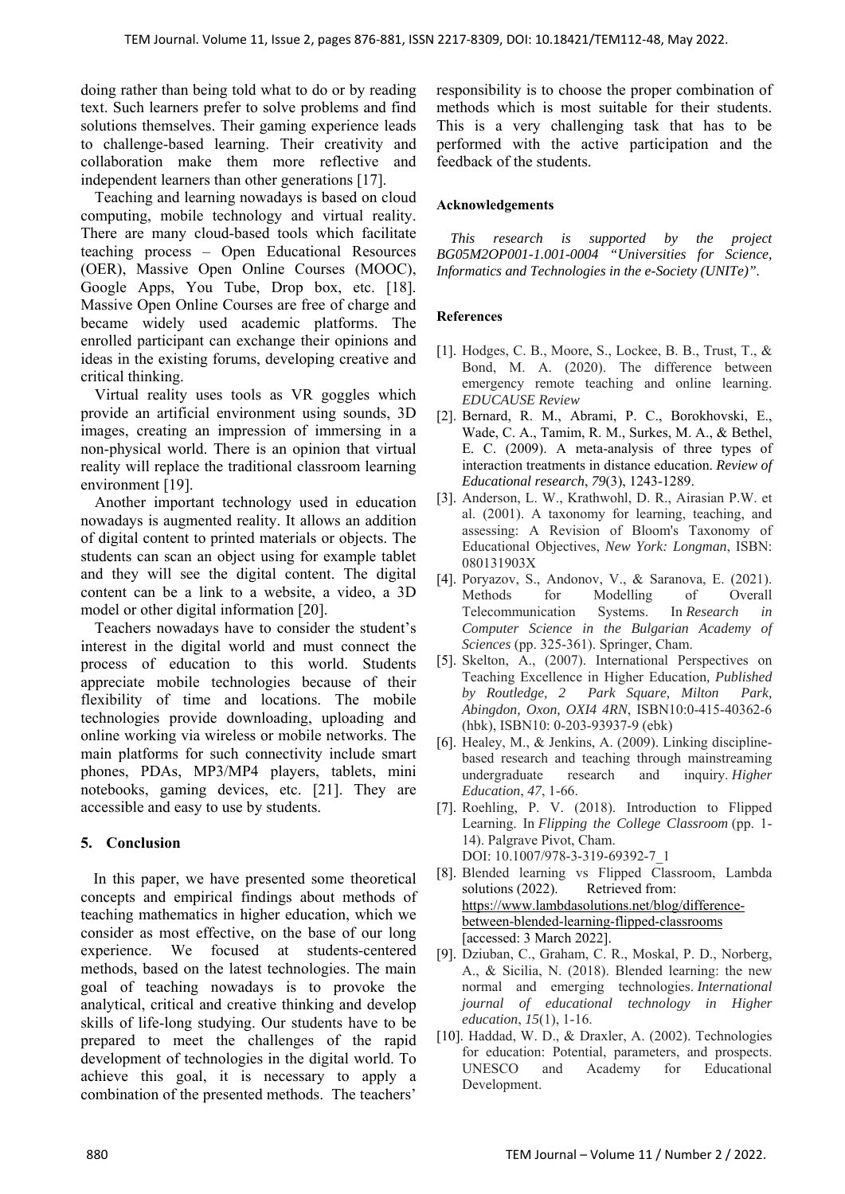doing rather than being told what to do or by reading text. Such learners prefer to solve problems and find solutions themselves. Their gaming experience leads to challenge-based learning. Their creativity and collaboration make them more reflective and independent learners than other generations [17].

Teaching and learning nowadays is based on cloud computing, mobile technology and virtual reality. There are many cloud-based tools which facilitate teaching process – Open Educational Resources (OER), Massive Open Online Courses (MOOC), Google Apps, You Tube, Drop box, etc. [18]. Massive Open Online Courses are free of charge and became widely used academic platforms. The enrolled participant can exchange their opinions and ideas in the existing forums, developing creative and critical thinking.

Virtual reality uses tools as VR goggles which provide an artificial environment using sounds, 3D images, creating an impression of immersing in a non-physical world. There is an opinion that virtual reality will replace the traditional classroom learning environment [19].

Another important technology used in education nowadays is augmented reality. It allows an addition of digital content to printed materials or objects. The students can scan an object using for example tablet and they will see the digital content. The digital content can be a link to a website, a video, a 3D model or other digital information [20].

Teachers nowadays have to consider the student's interest in the digital world and must connect the process of education to this world. Students appreciate mobile technologies because of their flexibility of time and locations. The mobile technologies provide downloading, uploading and online working via wireless or mobile networks. The main platforms for such connectivity include smart phones, PDAs, MP3/MP4 players, tablets, mini notebooks, gaming devices, etc. [21]. They are accessible and easy to use by students.

## 5. Conclusion

In this paper, we have presented some theoretical concepts and empirical findings about methods of teaching mathematics in higher education, which we consider as most effective, on the base of our long experience. We focused at students-centered methods, based on the latest technologies. The main goal of teaching nowadays is to provoke the analytical, critical and creative thinking and develop skills of life-long studying. Our students have to be prepared to meet the challenges of the rapid development of technologies in the digital world. To achieve this goal, it is necessary to apply a combination of the presented methods. The teachers' responsibility is to choose the proper combination of methods which is most suitable for their students. This is a very challenging task that has to be performed with the active participation and the feedback of the students.

### Acknowledgements

*This research is supported by the project BG05M2OP001-1.001-0004 "Universities for Science, Informatics and Technologies in the e-Society (UNITe)".*

### References

[1]. Hodges, C. B., Moore, S., Lockee, B. B., Trust, T., & Bond, M. A. (2020). The difference between emergency remote teaching and online learning. *EDUCAUSE Review*

[2]. Bernard, R. M., Abrami, P. C., Borokhovski, E., Wade, C. A., Tamim, R. M., Surkes, M. A., & Bethel, E. C. (2009). A meta-analysis of three types of interaction treatments in distance education. *Review of Educational research*, *79*(3), 1243-1289.

[3]. Anderson, L. W., Krathwohl, D. R., Airasian P.W. et al. (2001). A taxonomy for learning, teaching, and assessing: A Revision of Bloom's Taxonomy of Educational Objectives, *New York: Longman*, ISBN: 080131903X

[4]. Poryazov, S., Andonov, V., & Saranova, E. (2021). Methods for Modelling of Overall Telecommunication Systems. In *Research in Computer Science in the Bulgarian Academy of Sciences* (pp. 325-361). Springer, Cham.

[5]. Skelton, A., (2007). International Perspectives on Teaching Excellence in Higher Education, *Published by Routledge, 2 Park Square, Milton Park, Abingdon, Oxon, OXI4 4RN*, ISBN10:0-415-40362-6 (hbk), ISBN10: 0-203-93937-9 (ebk)

[6]. Healey, M., & Jenkins, A. (2009). Linking discipline-based research and teaching through mainstreaming undergraduate research and inquiry. *Higher Education*, *47*, 1-66.

[7]. Roehling, P. V. (2018). Introduction to Flipped Learning. In *Flipping the College Classroom* (pp. 1-14). Palgrave Pivot, Cham. DOI: 10.1007/978-3-319-69392-7_1

[8]. Blended learning vs Flipped Classroom, Lambda solutions (2022). Retrieved from: https://www.lambdasolutions.net/blog/difference-between-blended-learning-flipped-classrooms [accessed: 3 March 2022].

[9]. Dziuban, C., Graham, C. R., Moskal, P. D., Norberg, A., & Sicilia, N. (2018). Blended learning: the new normal and emerging technologies. *International journal of educational technology in Higher education*, *15*(1), 1-16.

[10]. Haddad, W. D., & Draxler, A. (2002). Technologies for education: Potential, parameters, and prospects. UNESCO and Academy for Educational Development.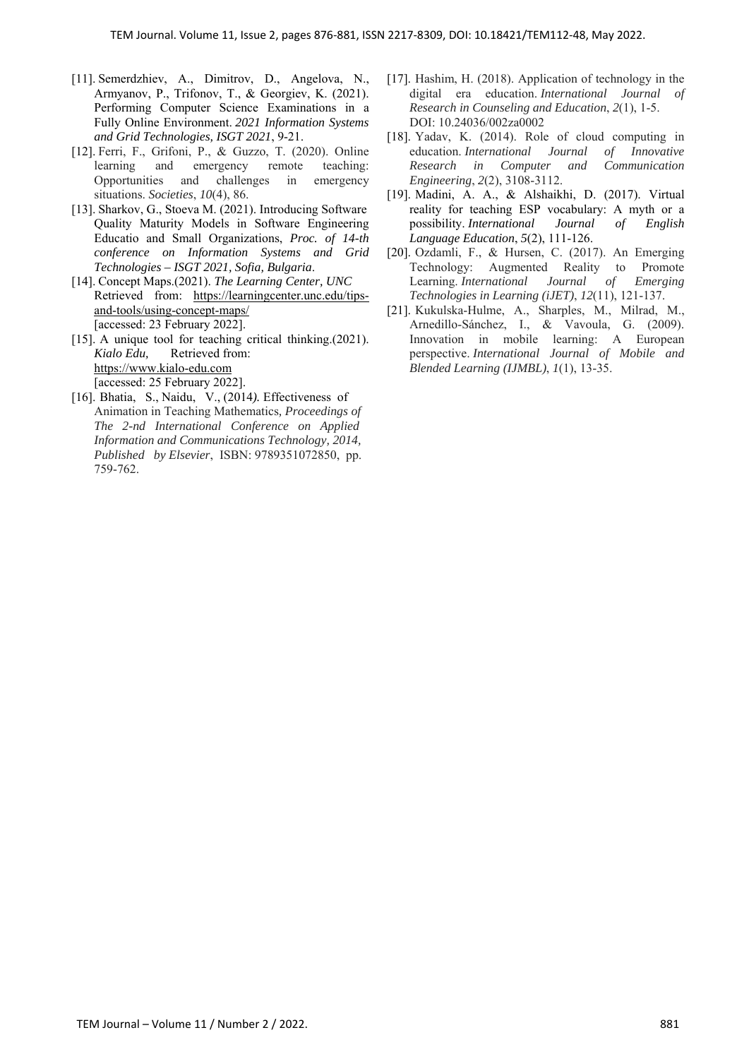[11]. Semerdzhiev, A., Dimitrov, D., Angelova, N., Armyanov, P., Trifonov, T., & Georgiev, K. (2021). Performing Computer Science Examinations in a Fully Online Environment. *2021 Information Systems and Grid Technologies, ISGT 2021*, 9-21.

[12]. Ferri, F., Grifoni, P., & Guzzo, T. (2020). Online learning and emergency remote teaching: Opportunities and challenges in emergency situations. *Societies*, *10*(4), 86.

[13]. Sharkov, G., Stoeva M. (2021). Introducing Software Quality Maturity Models in Software Engineering Educatio and Small Organizations, *Proc. of 14-th conference on Information Systems and Grid Technologies – ISGT 2021, Sofia, Bulgaria*.

[14]. Concept Maps.(2021). *The Learning Center, UNC* Retrieved from: https://learningcenter.unc.edu/tips-and-tools/using-concept-maps/ [accessed: 23 February 2022].

[15]. A unique tool for teaching critical thinking.(2021). *Kialo Edu,* Retrieved from: https://www.kialo-edu.com [accessed: 25 February 2022].

[16]. Bhatia, S., Naidu, V., (2014*).* Effectiveness of Animation in Teaching Mathematics, *Proceedings of The 2-nd International Conference on Applied Information and Communications Technology, 2014, Published by Elsevier*, ISBN: 9789351072850, pp. 759-762.

[17]. Hashim, H. (2018). Application of technology in the digital era education. *International Journal of Research in Counseling and Education*, *2*(1), 1-5. DOI: 10.24036/002za0002

[18]. Yadav, K. (2014). Role of cloud computing in education. *International Journal of Innovative Research in Computer and Communication Engineering*, *2*(2), 3108-3112.

[19]. Madini, A. A., & Alshaikhi, D. (2017). Virtual reality for teaching ESP vocabulary: A myth or a possibility. *International Journal of English Language Education*, *5*(2), 111-126.

[20]. Ozdamli, F., & Hursen, C. (2017). An Emerging Technology: Augmented Reality to Promote Learning. *International Journal of Emerging Technologies in Learning (iJET)*, *12*(11), 121-137.

[21]. Kukulska-Hulme, A., Sharples, M., Milrad, M., Arnedillo-Sánchez, I., & Vavoula, G. (2009). Innovation in mobile learning: A European perspective. *International Journal of Mobile and Blended Learning (IJMBL)*, *1*(1), 13-35.